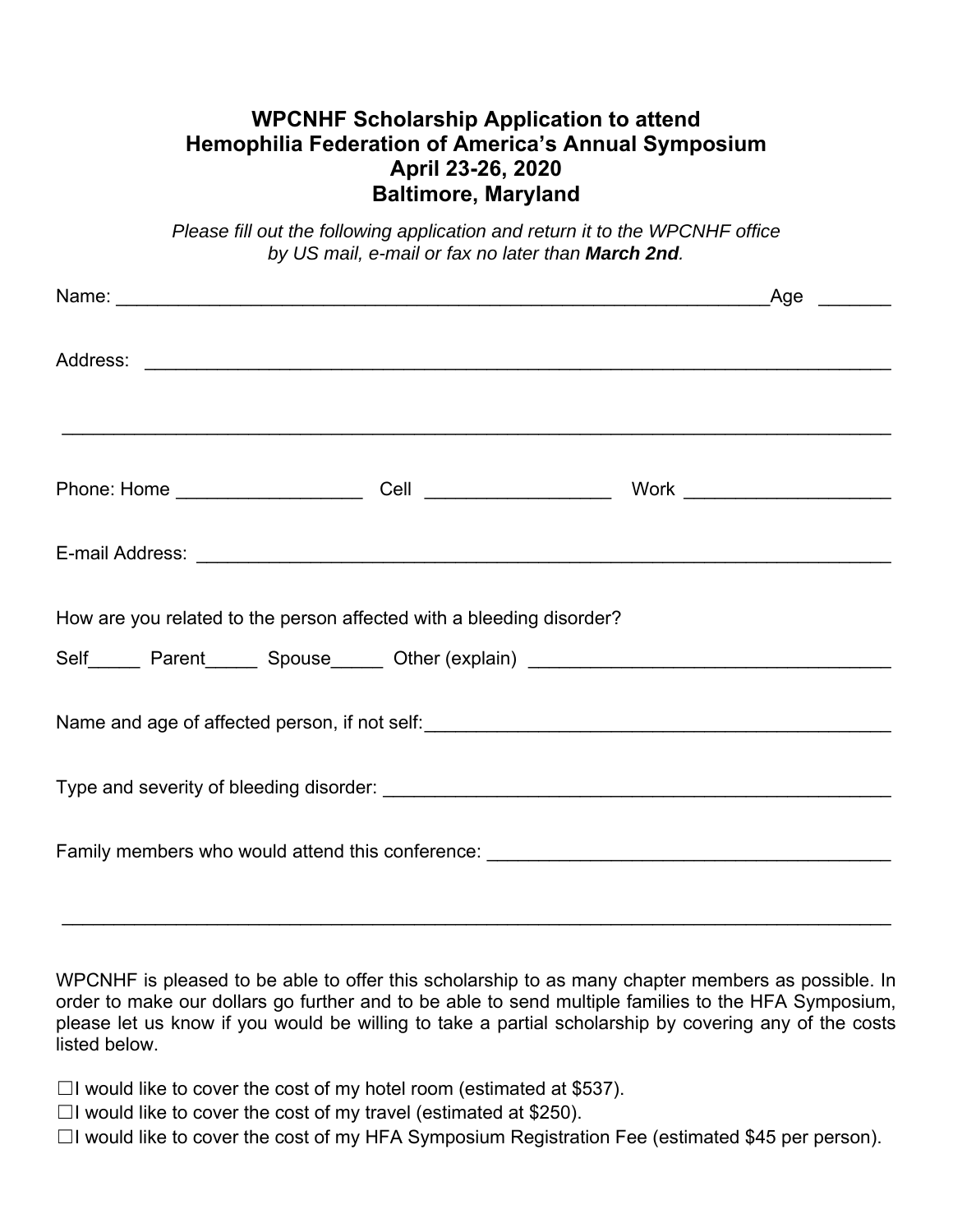## WPCNHF Scholarship Application to attend Hemophilia Federation of America's Annual Symposium April 23-26, 2020 Baltimore, Maryland

*Please fill out the following application and return it to the WPCNHF office by US mail, e-mail or fax no later than **March 2nd**.*

Name: ________________________________________________________________Age _______

Address: ______________________________________________________________________

_______________________________________________________________________________

Phone: Home __________________ Cell __________________ Work ____________________

E-mail Address: __________________________________________________________________

How are you related to the person affected with a bleeding disorder?

Self_____ Parent_____ Spouse_____ Other (explain) ___________________________________

Name and age of affected person, if not self:______________________________________________

Type and severity of bleeding disorder: ___________________________________________________

Family members who would attend this conference: ________________________________________

_______________________________________________________________________________

WPCNHF is pleased to be able to offer this scholarship to as many chapter members as possible. In order to make our dollars go further and to be able to send multiple families to the HFA Symposium, please let us know if you would be willing to take a partial scholarship by covering any of the costs listed below.

☐I would like to cover the cost of my hotel room (estimated at $537).
☐I would like to cover the cost of my travel (estimated at $250).
☐I would like to cover the cost of my HFA Symposium Registration Fee (estimated $45 per person).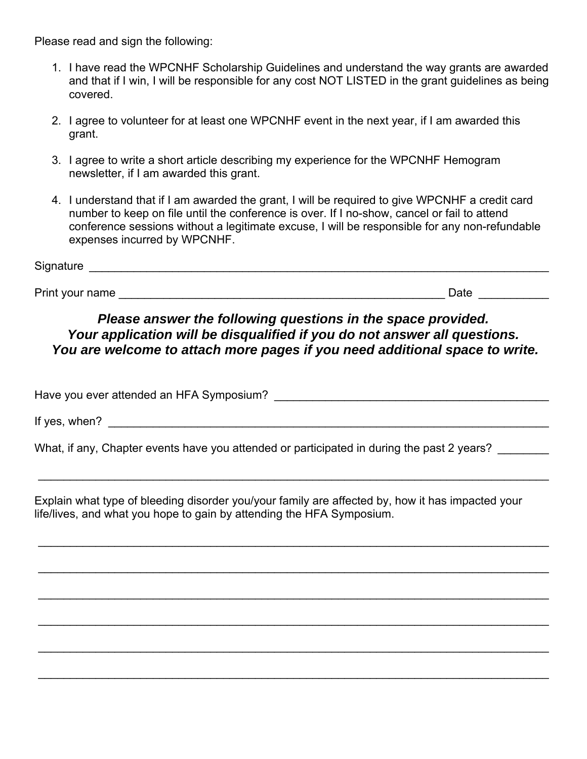Please read and sign the following:

1. I have read the WPCNHF Scholarship Guidelines and understand the way grants are awarded and that if I win, I will be responsible for any cost NOT LISTED in the grant guidelines as being covered.

2. I agree to volunteer for at least one WPCNHF event in the next year, if I am awarded this grant.

3. I agree to write a short article describing my experience for the WPCNHF Hemogram newsletter, if I am awarded this grant.

4. I understand that if I am awarded the grant, I will be required to give WPCNHF a credit card number to keep on file until the conference is over. If I no-show, cancel or fail to attend conference sessions without a legitimate excuse, I will be responsible for any non-refundable expenses incurred by WPCNHF.

Signature ___________________________________________________________________________

Print your name _____________________________________________________ Date ___________

***Please answer the following questions in the space provided.***
***Your application will be disqualified if you do not answer all questions.***
***You are welcome to attach more pages if you need additional space to write.***

Have you ever attended an HFA Symposium? ____________________________________________

If yes, when? _______________________________________________________________________

What, if any, Chapter events have you attended or participated in during the past 2 years? ________

______________________________________________________________________________

Explain what type of bleeding disorder you/your family are affected by, how it has impacted your life/lives, and what you hope to gain by attending the HFA Symposium.

______________________________________________________________________________

______________________________________________________________________________

______________________________________________________________________________

______________________________________________________________________________

______________________________________________________________________________

______________________________________________________________________________